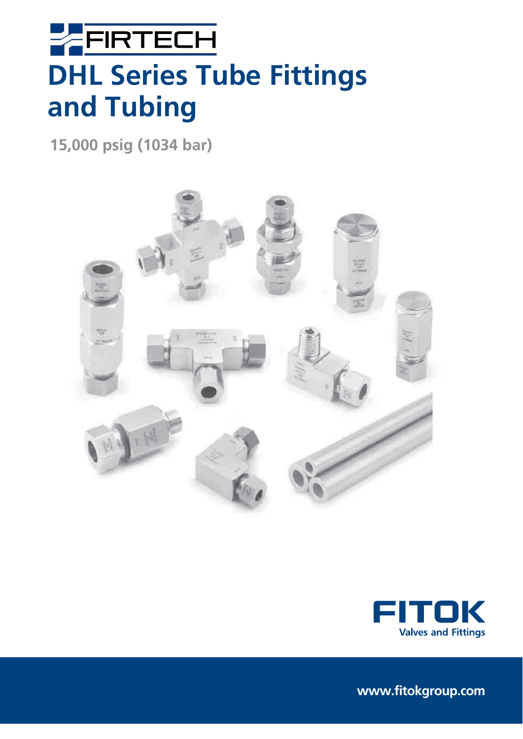FIRTECH

# DHL Series Tube Fittings and Tubing

**15,000 psig (1034 bar)**

FITOK

Valves and Fittings

www.fitokgroup.com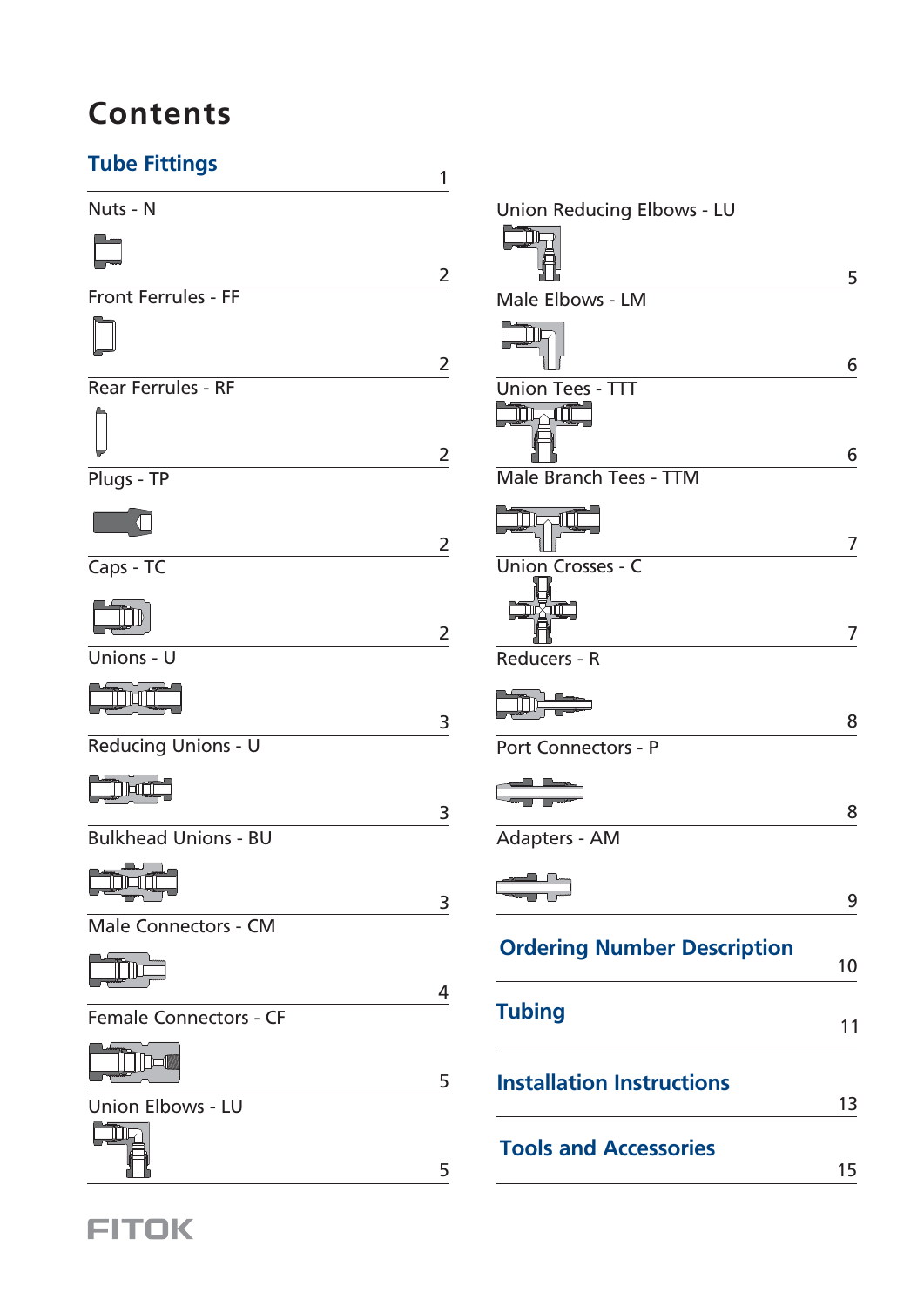# Contents

## Tube Fittings 1

Nuts - N 2

Front Ferrules - FF 2

Rear Ferrules - RF 2

Plugs - TP 2

Caps - TC 2

Unions - U 3

Reducing Unions - U 3

Bulkhead Unions - BU 3

Male Connectors - CM 4

Female Connectors - CF 5

Union Elbows - LU 5

Union Reducing Elbows - LU 5

Male Elbows - LM 6

Union Tees - TTT 6

Male Branch Tees - TTM 7

Union Crosses - C 7

Reducers - R 8

Port Connectors - P 8

Adapters - AM 9

## Ordering Number Description 10

## Tubing 11

## Installation Instructions 13

## Tools and Accessories 15

FITOK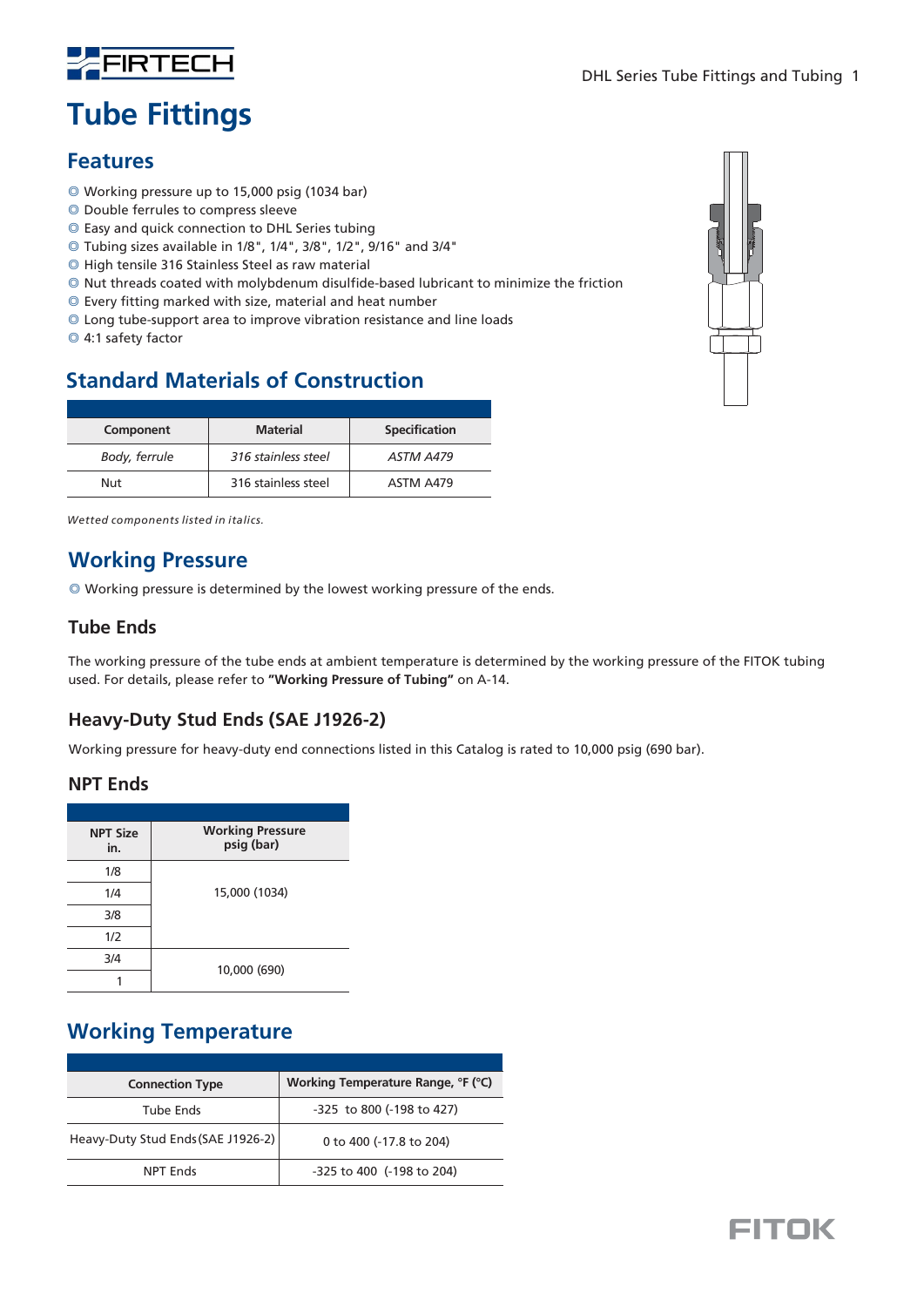# Tube Fittings

## Features

- ◎ Working pressure up to 15,000 psig (1034 bar)
- ◎ Double ferrules to compress sleeve
- ◎ Easy and quick connection to DHL Series tubing
- ◎ Tubing sizes available in 1/8", 1/4", 3/8", 1/2", 9/16" and 3/4"
- ◎ High tensile 316 Stainless Steel as raw material
- ◎ Nut threads coated with molybdenum disulfide-based lubricant to minimize the friction
- ◎ Every fitting marked with size, material and heat number
- ◎ Long tube-support area to improve vibration resistance and line loads
- ◎ 4:1 safety factor

## Standard Materials of Construction

| Component | Material | Specification |
|---|---|---|
| *Body, ferrule* | *316 stainless steel* | *ASTM A479* |
| Nut | 316 stainless steel | ASTM A479 |

*Wetted components listed in italics.*

## Working Pressure

◎ Working pressure is determined by the lowest working pressure of the ends.

### Tube Ends

The working pressure of the tube ends at ambient temperature is determined by the working pressure of the FITOK tubing used. For details, please refer to **"Working Pressure of Tubing"** on A-14.

### Heavy-Duty Stud Ends (SAE J1926-2)

Working pressure for heavy-duty end connections listed in this Catalog is rated to 10,000 psig (690 bar).

### NPT Ends

| NPT Size in. | Working Pressure psig (bar) |
|---|---|
| 1/8 | 15,000 (1034) |
| 1/4 | |
| 3/8 | |
| 1/2 | |
| 3/4 | 10,000 (690) |
| 1 | |

## Working Temperature

| Connection Type | Working Temperature Range, °F (°C) |
|---|---|
| Tube Ends | -325 to 800 (-198 to 427) |
| Heavy-Duty Stud Ends (SAE J1926-2) | 0 to 400 (-17.8 to 204) |
| NPT Ends | -325 to 400 (-198 to 204) |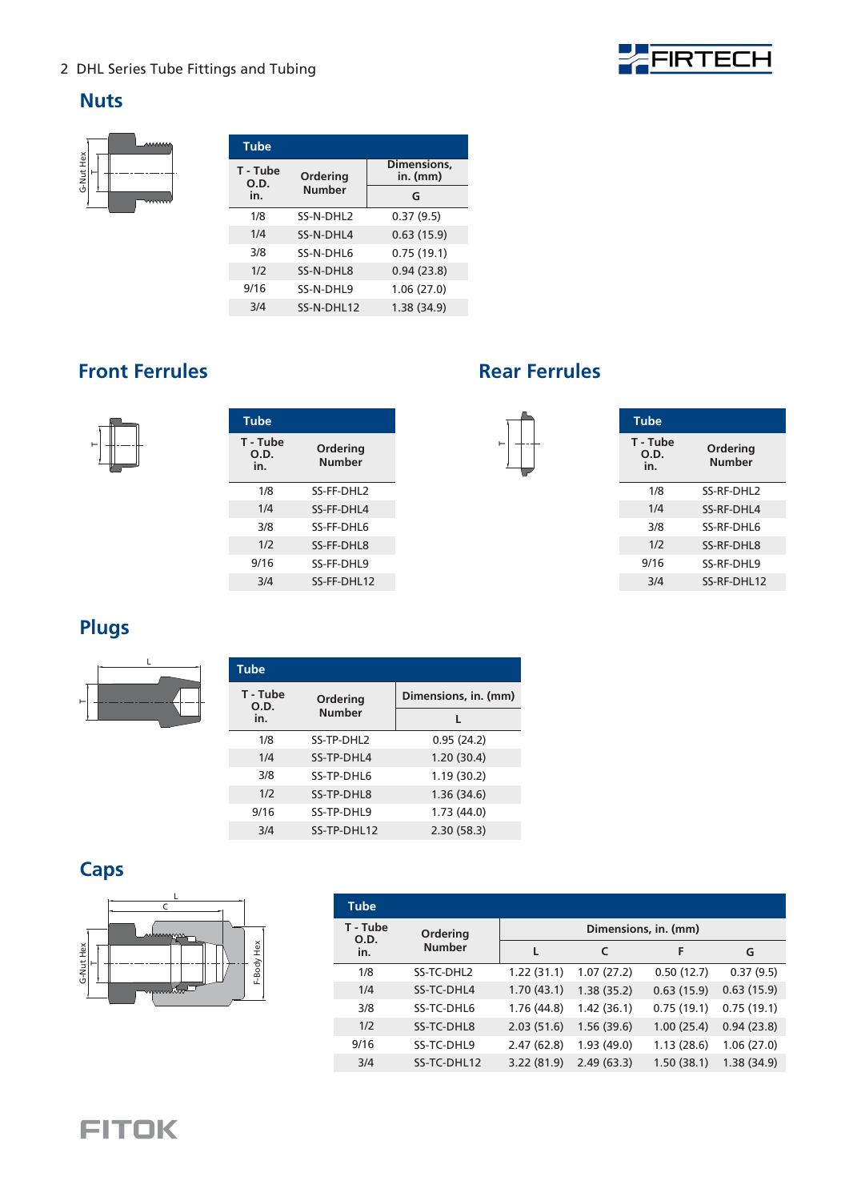## Nuts

G-Nut Hex

T

| Tube | | |
|---|---|---|
| T - Tube O.D. in. | Ordering Number | Dimensions, in. (mm) |
| | | G |
| 1/8 | SS-N-DHL2 | 0.37 (9.5) |
| 1/4 | SS-N-DHL4 | 0.63 (15.9) |
| 3/8 | SS-N-DHL6 | 0.75 (19.1) |
| 1/2 | SS-N-DHL8 | 0.94 (23.8) |
| 9/16 | SS-N-DHL9 | 1.06 (27.0) |
| 3/4 | SS-N-DHL12 | 1.38 (34.9) |

## Front Ferrules

T

| Tube | |
|---|---|
| T - Tube O.D. in. | Ordering Number |
| 1/8 | SS-FF-DHL2 |
| 1/4 | SS-FF-DHL4 |
| 3/8 | SS-FF-DHL6 |
| 1/2 | SS-FF-DHL8 |
| 9/16 | SS-FF-DHL9 |
| 3/4 | SS-FF-DHL12 |

## Rear Ferrules

T

| Tube | |
|---|---|
| T - Tube O.D. in. | Ordering Number |
| 1/8 | SS-RF-DHL2 |
| 1/4 | SS-RF-DHL4 |
| 3/8 | SS-RF-DHL6 |
| 1/2 | SS-RF-DHL8 |
| 9/16 | SS-RF-DHL9 |
| 3/4 | SS-RF-DHL12 |

## Plugs

L

T

| Tube | | |
|---|---|---|
| T - Tube O.D. in. | Ordering Number | Dimensions, in. (mm) |
| | | L |
| 1/8 | SS-TP-DHL2 | 0.95 (24.2) |
| 1/4 | SS-TP-DHL4 | 1.20 (30.4) |
| 3/8 | SS-TP-DHL6 | 1.19 (30.2) |
| 1/2 | SS-TP-DHL8 | 1.36 (34.6) |
| 9/16 | SS-TP-DHL9 | 1.73 (44.0) |
| 3/4 | SS-TP-DHL12 | 2.30 (58.3) |

## Caps

L

C

G-Nut Hex

T

F-Body Hex

| Tube | | | | | |
|---|---|---|---|---|---|
| T - Tube O.D. in. | Ordering Number | Dimensions, in. (mm) | | | |
| | | L | C | F | G |
| 1/8 | SS-TC-DHL2 | 1.22 (31.1) | 1.07 (27.2) | 0.50 (12.7) | 0.37 (9.5) |
| 1/4 | SS-TC-DHL4 | 1.70 (43.1) | 1.38 (35.2) | 0.63 (15.9) | 0.63 (15.9) |
| 3/8 | SS-TC-DHL6 | 1.76 (44.8) | 1.42 (36.1) | 0.75 (19.1) | 0.75 (19.1) |
| 1/2 | SS-TC-DHL8 | 2.03 (51.6) | 1.56 (39.6) | 1.00 (25.4) | 0.94 (23.8) |
| 9/16 | SS-TC-DHL9 | 2.47 (62.8) | 1.93 (49.0) | 1.13 (28.6) | 1.06 (27.0) |
| 3/4 | SS-TC-DHL12 | 3.22 (81.9) | 2.49 (63.3) | 1.50 (38.1) | 1.38 (34.9) |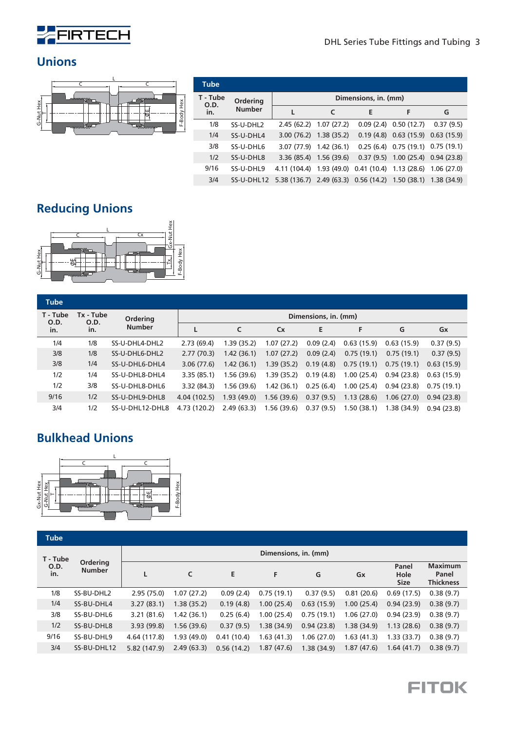## Unions

| T - Tube O.D. in. | Ordering Number | Dimensions, in. (mm) | | | | |
|---|---|---|---|---|---|---|
| | | L | C | E | F | G |
| 1/8 | SS-U-DHL2 | 2.45 (62.2) | 1.07 (27.2) | 0.09 (2.4) | 0.50 (12.7) | 0.37 (9.5) |
| 1/4 | SS-U-DHL4 | 3.00 (76.2) | 1.38 (35.2) | 0.19 (4.8) | 0.63 (15.9) | 0.63 (15.9) |
| 3/8 | SS-U-DHL6 | 3.07 (77.9) | 1.42 (36.1) | 0.25 (6.4) | 0.75 (19.1) | 0.75 (19.1) |
| 1/2 | SS-U-DHL8 | 3.36 (85.4) | 1.56 (39.6) | 0.37 (9.5) | 1.00 (25.4) | 0.94 (23.8) |
| 9/16 | SS-U-DHL9 | 4.11 (104.4) | 1.93 (49.0) | 0.41 (10.4) | 1.13 (28.6) | 1.06 (27.0) |
| 3/4 | SS-U-DHL12 | 5.38 (136.7) | 2.49 (63.3) | 0.56 (14.2) | 1.50 (38.1) | 1.38 (34.9) |

## Reducing Unions

| T - Tube O.D. in. | Tx - Tube O.D. in. | Ordering Number | Dimensions, in. (mm) | | | | | | |
|---|---|---|---|---|---|---|---|---|---|
| | | | L | C | Cx | E | F | G | Gx |
| 1/4 | 1/8 | SS-U-DHL4-DHL2 | 2.73 (69.4) | 1.39 (35.2) | 1.07 (27.2) | 0.09 (2.4) | 0.63 (15.9) | 0.63 (15.9) | 0.37 (9.5) |
| 3/8 | 1/8 | SS-U-DHL6-DHL2 | 2.77 (70.3) | 1.42 (36.1) | 1.07 (27.2) | 0.09 (2.4) | 0.75 (19.1) | 0.75 (19.1) | 0.37 (9.5) |
| 3/8 | 1/4 | SS-U-DHL6-DHL4 | 3.06 (77.6) | 1.42 (36.1) | 1.39 (35.2) | 0.19 (4.8) | 0.75 (19.1) | 0.75 (19.1) | 0.63 (15.9) |
| 1/2 | 1/4 | SS-U-DHL8-DHL4 | 3.35 (85.1) | 1.56 (39.6) | 1.39 (35.2) | 0.19 (4.8) | 1.00 (25.4) | 0.94 (23.8) | 0.63 (15.9) |
| 1/2 | 3/8 | SS-U-DHL8-DHL6 | 3.32 (84.3) | 1.56 (39.6) | 1.42 (36.1) | 0.25 (6.4) | 1.00 (25.4) | 0.94 (23.8) | 0.75 (19.1) |
| 9/16 | 1/2 | SS-U-DHL9-DHL8 | 4.04 (102.5) | 1.93 (49.0) | 1.56 (39.6) | 0.37 (9.5) | 1.13 (28.6) | 1.06 (27.0) | 0.94 (23.8) |
| 3/4 | 1/2 | SS-U-DHL12-DHL8 | 4.73 (120.2) | 2.49 (63.3) | 1.56 (39.6) | 0.37 (9.5) | 1.50 (38.1) | 1.38 (34.9) | 0.94 (23.8) |

## Bulkhead Unions

| T - Tube O.D. in. | Ordering Number | Dimensions, in. (mm) | | | | | | | |
|---|---|---|---|---|---|---|---|---|---|
| | | L | C | E | F | G | Gx | Panel Hole Size | Maximum Panel Thickness |
| 1/8 | SS-BU-DHL2 | 2.95 (75.0) | 1.07 (27.2) | 0.09 (2.4) | 0.75 (19.1) | 0.37 (9.5) | 0.81 (20.6) | 0.69 (17.5) | 0.38 (9.7) |
| 1/4 | SS-BU-DHL4 | 3.27 (83.1) | 1.38 (35.2) | 0.19 (4.8) | 1.00 (25.4) | 0.63 (15.9) | 1.00 (25.4) | 0.94 (23.9) | 0.38 (9.7) |
| 3/8 | SS-BU-DHL6 | 3.21 (81.6) | 1.42 (36.1) | 0.25 (6.4) | 1.00 (25.4) | 0.75 (19.1) | 1.06 (27.0) | 0.94 (23.9) | 0.38 (9.7) |
| 1/2 | SS-BU-DHL8 | 3.93 (99.8) | 1.56 (39.6) | 0.37 (9.5) | 1.38 (34.9) | 0.94 (23.8) | 1.38 (34.9) | 1.13 (28.6) | 0.38 (9.7) |
| 9/16 | SS-BU-DHL9 | 4.64 (117.8) | 1.93 (49.0) | 0.41 (10.4) | 1.63 (41.3) | 1.06 (27.0) | 1.63 (41.3) | 1.33 (33.7) | 0.38 (9.7) |
| 3/4 | SS-BU-DHL12 | 5.82 (147.9) | 2.49 (63.3) | 0.56 (14.2) | 1.87 (47.6) | 1.38 (34.9) | 1.87 (47.6) | 1.64 (41.7) | 0.38 (9.7) |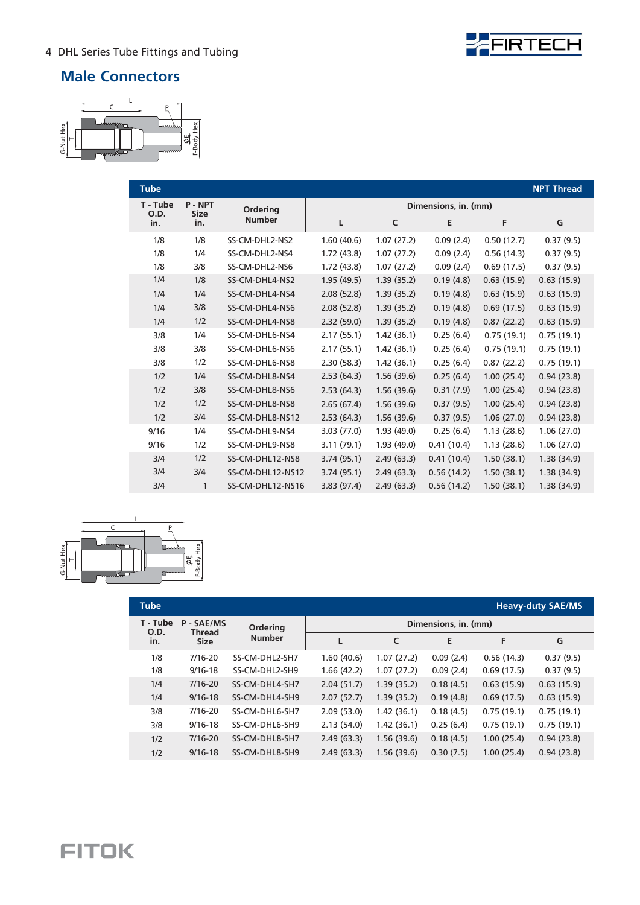## Male Connectors

L
C
P
G-Nut Hex
T
ØE
F-Body Hex

| Tube | | | | | | | NPT Thread |
|---|---|---|---|---|---|---|---|
| T - Tube O.D. in. | P - NPT Size in. | Ordering Number | Dimensions, in. (mm) | | | | |
| | | | L | C | E | F | G |
| 1/8 | 1/8 | SS-CM-DHL2-NS2 | 1.60 (40.6) | 1.07 (27.2) | 0.09 (2.4) | 0.50 (12.7) | 0.37 (9.5) |
| 1/8 | 1/4 | SS-CM-DHL2-NS4 | 1.72 (43.8) | 1.07 (27.2) | 0.09 (2.4) | 0.56 (14.3) | 0.37 (9.5) |
| 1/8 | 3/8 | SS-CM-DHL2-NS6 | 1.72 (43.8) | 1.07 (27.2) | 0.09 (2.4) | 0.69 (17.5) | 0.37 (9.5) |
| 1/4 | 1/8 | SS-CM-DHL4-NS2 | 1.95 (49.5) | 1.39 (35.2) | 0.19 (4.8) | 0.63 (15.9) | 0.63 (15.9) |
| 1/4 | 1/4 | SS-CM-DHL4-NS4 | 2.08 (52.8) | 1.39 (35.2) | 0.19 (4.8) | 0.63 (15.9) | 0.63 (15.9) |
| 1/4 | 3/8 | SS-CM-DHL4-NS6 | 2.08 (52.8) | 1.39 (35.2) | 0.19 (4.8) | 0.69 (17.5) | 0.63 (15.9) |
| 1/4 | 1/2 | SS-CM-DHL4-NS8 | 2.32 (59.0) | 1.39 (35.2) | 0.19 (4.8) | 0.87 (22.2) | 0.63 (15.9) |
| 3/8 | 1/4 | SS-CM-DHL6-NS4 | 2.17 (55.1) | 1.42 (36.1) | 0.25 (6.4) | 0.75 (19.1) | 0.75 (19.1) |
| 3/8 | 3/8 | SS-CM-DHL6-NS6 | 2.17 (55.1) | 1.42 (36.1) | 0.25 (6.4) | 0.75 (19.1) | 0.75 (19.1) |
| 3/8 | 1/2 | SS-CM-DHL6-NS8 | 2.30 (58.3) | 1.42 (36.1) | 0.25 (6.4) | 0.87 (22.2) | 0.75 (19.1) |
| 1/2 | 1/4 | SS-CM-DHL8-NS4 | 2.53 (64.3) | 1.56 (39.6) | 0.25 (6.4) | 1.00 (25.4) | 0.94 (23.8) |
| 1/2 | 3/8 | SS-CM-DHL8-NS6 | 2.53 (64.3) | 1.56 (39.6) | 0.31 (7.9) | 1.00 (25.4) | 0.94 (23.8) |
| 1/2 | 1/2 | SS-CM-DHL8-NS8 | 2.65 (67.4) | 1.56 (39.6) | 0.37 (9.5) | 1.00 (25.4) | 0.94 (23.8) |
| 1/2 | 3/4 | SS-CM-DHL8-NS12 | 2.53 (64.3) | 1.56 (39.6) | 0.37 (9.5) | 1.06 (27.0) | 0.94 (23.8) |
| 9/16 | 1/4 | SS-CM-DHL9-NS4 | 3.03 (77.0) | 1.93 (49.0) | 0.25 (6.4) | 1.13 (28.6) | 1.06 (27.0) |
| 9/16 | 1/2 | SS-CM-DHL9-NS8 | 3.11 (79.1) | 1.93 (49.0) | 0.41 (10.4) | 1.13 (28.6) | 1.06 (27.0) |
| 3/4 | 1/2 | SS-CM-DHL12-NS8 | 3.74 (95.1) | 2.49 (63.3) | 0.41 (10.4) | 1.50 (38.1) | 1.38 (34.9) |
| 3/4 | 3/4 | SS-CM-DHL12-NS12 | 3.74 (95.1) | 2.49 (63.3) | 0.56 (14.2) | 1.50 (38.1) | 1.38 (34.9) |
| 3/4 | 1 | SS-CM-DHL12-NS16 | 3.83 (97.4) | 2.49 (63.3) | 0.56 (14.2) | 1.50 (38.1) | 1.38 (34.9) |

L
C
P
G-Nut Hex
T
ØE
F-Body Hex

| Tube | | | | | | | Heavy-duty SAE/MS |
|---|---|---|---|---|---|---|---|
| T - Tube O.D. in. | P - SAE/MS Thread Size | Ordering Number | Dimensions, in. (mm) | | | | |
| | | | L | C | E | F | G |
| 1/8 | 7/16-20 | SS-CM-DHL2-SH7 | 1.60 (40.6) | 1.07 (27.2) | 0.09 (2.4) | 0.56 (14.3) | 0.37 (9.5) |
| 1/8 | 9/16-18 | SS-CM-DHL2-SH9 | 1.66 (42.2) | 1.07 (27.2) | 0.09 (2.4) | 0.69 (17.5) | 0.37 (9.5) |
| 1/4 | 7/16-20 | SS-CM-DHL4-SH7 | 2.04 (51.7) | 1.39 (35.2) | 0.18 (4.5) | 0.63 (15.9) | 0.63 (15.9) |
| 1/4 | 9/16-18 | SS-CM-DHL4-SH9 | 2.07 (52.7) | 1.39 (35.2) | 0.19 (4.8) | 0.69 (17.5) | 0.63 (15.9) |
| 3/8 | 7/16-20 | SS-CM-DHL6-SH7 | 2.09 (53.0) | 1.42 (36.1) | 0.18 (4.5) | 0.75 (19.1) | 0.75 (19.1) |
| 3/8 | 9/16-18 | SS-CM-DHL6-SH9 | 2.13 (54.0) | 1.42 (36.1) | 0.25 (6.4) | 0.75 (19.1) | 0.75 (19.1) |
| 1/2 | 7/16-20 | SS-CM-DHL8-SH7 | 2.49 (63.3) | 1.56 (39.6) | 0.18 (4.5) | 1.00 (25.4) | 0.94 (23.8) |
| 1/2 | 9/16-18 | SS-CM-DHL8-SH9 | 2.49 (63.3) | 1.56 (39.6) | 0.30 (7.5) | 1.00 (25.4) | 0.94 (23.8) |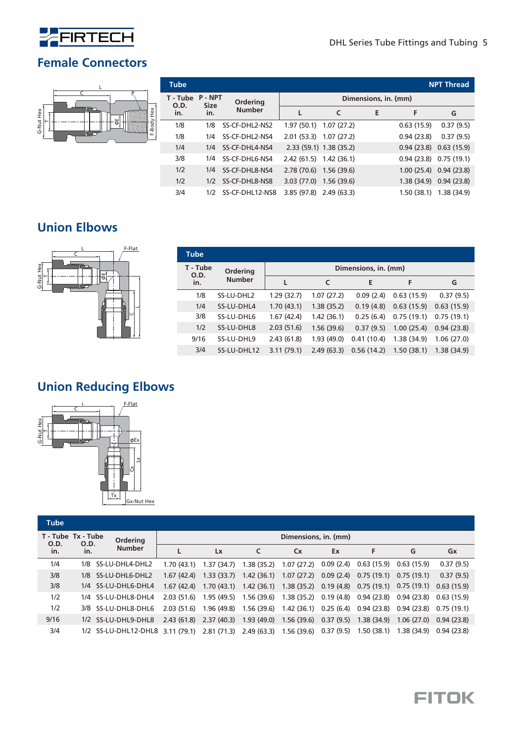## Female Connectors

| Tube | | | NPT Thread | | | | |
|---|---|---|---|---|---|---|---|
| T - Tube O.D. in. | P - NPT Size in. | Ordering Number | Dimensions, in. (mm) | | | | |
| | | | L | C | E | F | G |
| 1/8 | 1/8 | SS-CF-DHL2-NS2 | 1.97 (50.1) | 1.07 (27.2) | | 0.63 (15.9) | 0.37 (9.5) |
| 1/8 | 1/4 | SS-CF-DHL2-NS4 | 2.01 (53.3) | 1.07 (27.2) | | 0.94 (23.8) | 0.37 (9.5) |
| 1/4 | 1/4 | SS-CF-DHL4-NS4 | 2.33 (59.1) | 1.38 (35.2) | | 0.94 (23.8) | 0.63 (15.9) |
| 3/8 | 1/4 | SS-CF-DHL6-NS4 | 2.42 (61.5) | 1.42 (36.1) | | 0.94 (23.8) | 0.75 (19.1) |
| 1/2 | 1/4 | SS-CF-DHL8-NS4 | 2.78 (70.6) | 1.56 (39.6) | | 1.00 (25.4) | 0.94 (23.8) |
| 1/2 | 1/2 | SS-CF-DHL8-NS8 | 3.03 (77.0) | 1.56 (39.6) | | 1.38 (34.9) | 0.94 (23.8) |
| 3/4 | 1/2 | SS-CF-DHL12-NS8 | 3.85 (97.8) | 2.49 (63.3) | | 1.50 (38.1) | 1.38 (34.9) |

## Union Elbows

| Tube | | Dimensions, in. (mm) | | | | |
|---|---|---|---|---|---|---|
| T - Tube O.D. in. | Ordering Number | L | C | E | F | G |
| 1/8 | SS-LU-DHL2 | 1.29 (32.7) | 1.07 (27.2) | 0.09 (2.4) | 0.63 (15.9) | 0.37 (9.5) |
| 1/4 | SS-LU-DHL4 | 1.70 (43.1) | 1.38 (35.2) | 0.19 (4.8) | 0.63 (15.9) | 0.63 (15.9) |
| 3/8 | SS-LU-DHL6 | 1.67 (42.4) | 1.42 (36.1) | 0.25 (6.4) | 0.75 (19.1) | 0.75 (19.1) |
| 1/2 | SS-LU-DHL8 | 2.03 (51.6) | 1.56 (39.6) | 0.37 (9.5) | 1.00 (25.4) | 0.94 (23.8) |
| 9/16 | SS-LU-DHL9 | 2.43 (61.8) | 1.93 (49.0) | 0.41 (10.4) | 1.38 (34.9) | 1.06 (27.0) |
| 3/4 | SS-LU-DHL12 | 3.11 (79.1) | 2.49 (63.3) | 0.56 (14.2) | 1.50 (38.1) | 1.38 (34.9) |

## Union Reducing Elbows

| Tube | | | Dimensions, in. (mm) | | | | | | | |
|---|---|---|---|---|---|---|---|---|---|---|
| T - Tube O.D. in. | Tx - Tube O.D. in. | Ordering Number | L | Lx | C | Cx | Ex | F | G | Gx |
| 1/4 | 1/8 | SS-LU-DHL4-DHL2 | 1.70 (43.1) | 1.37 (34.7) | 1.38 (35.2) | 1.07 (27.2) | 0.09 (2.4) | 0.63 (15.9) | 0.63 (15.9) | 0.37 (9.5) |
| 3/8 | 1/8 | SS-LU-DHL6-DHL2 | 1.67 (42.4) | 1.33 (33.7) | 1.42 (36.1) | 1.07 (27.2) | 0.09 (2.4) | 0.75 (19.1) | 0.75 (19.1) | 0.37 (9.5) |
| 3/8 | 1/4 | SS-LU-DHL6-DHL4 | 1.67 (42.4) | 1.70 (43.1) | 1.42 (36.1) | 1.38 (35.2) | 0.19 (4.8) | 0.75 (19.1) | 0.75 (19.1) | 0.63 (15.9) |
| 1/2 | 1/4 | SS-LU-DHL8-DHL4 | 2.03 (51.6) | 1.95 (49.5) | 1.56 (39.6) | 1.38 (35.2) | 0.19 (4.8) | 0.94 (23.8) | 0.94 (23.8) | 0.63 (15.9) |
| 1/2 | 3/8 | SS-LU-DHL8-DHL6 | 2.03 (51.6) | 1.96 (49.8) | 1.56 (39.6) | 1.42 (36.1) | 0.25 (6.4) | 0.94 (23.8) | 0.94 (23.8) | 0.75 (19.1) |
| 9/16 | 1/2 | SS-LU-DHL9-DHL8 | 2.43 (61.8) | 2.37 (40.3) | 1.93 (49.0) | 1.56 (39.6) | 0.37 (9.5) | 1.38 (34.9) | 1.06 (27.0) | 0.94 (23.8) |
| 3/4 | 1/2 | SS-LU-DHL12-DHL8 | 3.11 (79.1) | 2.81 (71.3) | 2.49 (63.3) | 1.56 (39.6) | 0.37 (9.5) | 1.50 (38.1) | 1.38 (34.9) | 0.94 (23.8) |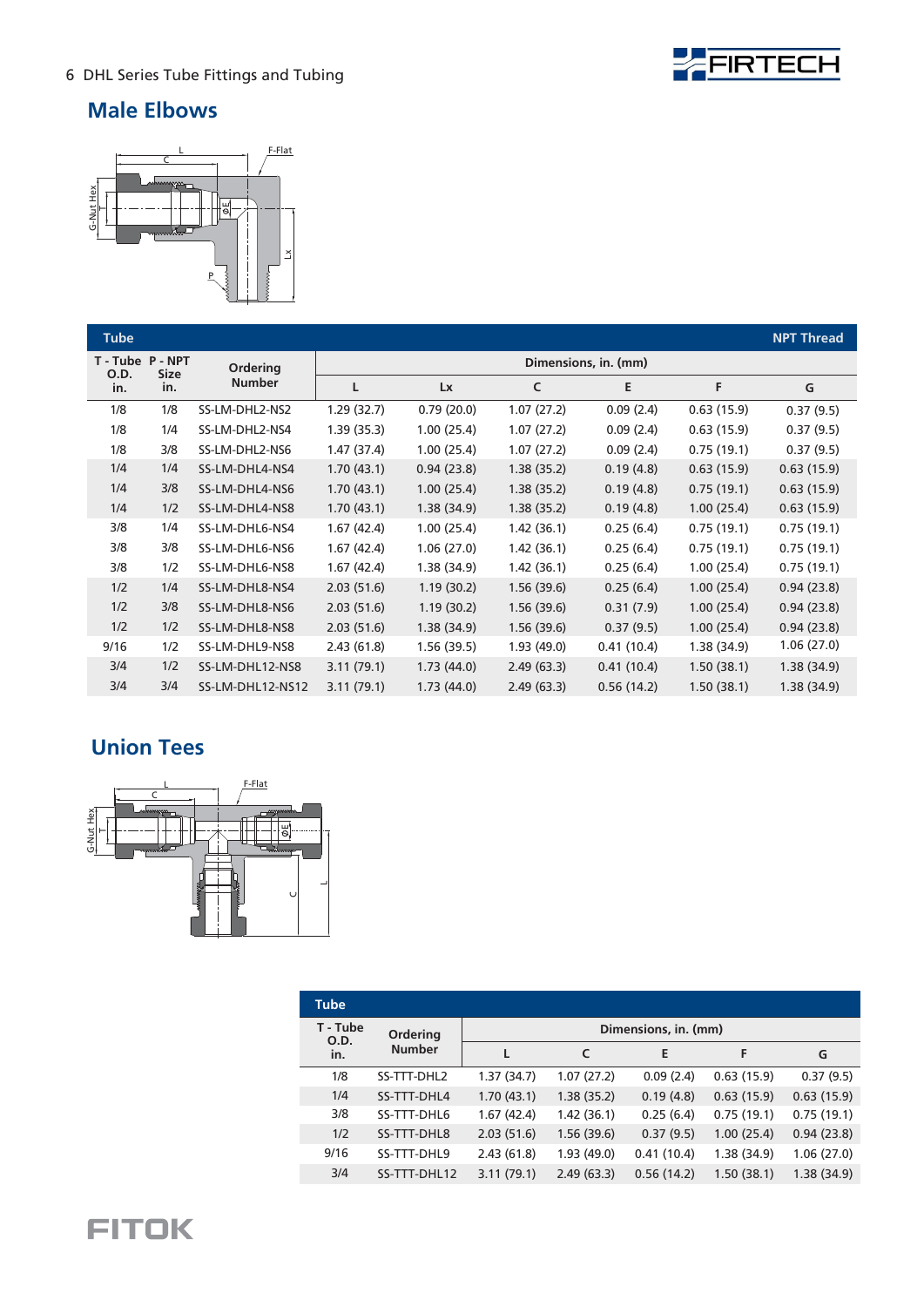## Male Elbows

L
C
F-Flat
G-Nut Hex
T
ØE
Lx
P

| Tube | | | NPT Thread | | | | | |
|---|---|---|---|---|---|---|---|---|
| T - Tube O.D. in. | P - NPT Size in. | Ordering Number | Dimensions, in. (mm) | | | | | |
| | | | L | Lx | C | E | F | G |
| 1/8 | 1/8 | SS-LM-DHL2-NS2 | 1.29 (32.7) | 0.79 (20.0) | 1.07 (27.2) | 0.09 (2.4) | 0.63 (15.9) | 0.37 (9.5) |
| 1/8 | 1/4 | SS-LM-DHL2-NS4 | 1.39 (35.3) | 1.00 (25.4) | 1.07 (27.2) | 0.09 (2.4) | 0.63 (15.9) | 0.37 (9.5) |
| 1/8 | 3/8 | SS-LM-DHL2-NS6 | 1.47 (37.4) | 1.00 (25.4) | 1.07 (27.2) | 0.09 (2.4) | 0.75 (19.1) | 0.37 (9.5) |
| 1/4 | 1/4 | SS-LM-DHL4-NS4 | 1.70 (43.1) | 0.94 (23.8) | 1.38 (35.2) | 0.19 (4.8) | 0.63 (15.9) | 0.63 (15.9) |
| 1/4 | 3/8 | SS-LM-DHL4-NS6 | 1.70 (43.1) | 1.00 (25.4) | 1.38 (35.2) | 0.19 (4.8) | 0.75 (19.1) | 0.63 (15.9) |
| 1/4 | 1/2 | SS-LM-DHL4-NS8 | 1.70 (43.1) | 1.38 (34.9) | 1.38 (35.2) | 0.19 (4.8) | 1.00 (25.4) | 0.63 (15.9) |
| 3/8 | 1/4 | SS-LM-DHL6-NS4 | 1.67 (42.4) | 1.00 (25.4) | 1.42 (36.1) | 0.25 (6.4) | 0.75 (19.1) | 0.75 (19.1) |
| 3/8 | 3/8 | SS-LM-DHL6-NS6 | 1.67 (42.4) | 1.06 (27.0) | 1.42 (36.1) | 0.25 (6.4) | 0.75 (19.1) | 0.75 (19.1) |
| 3/8 | 1/2 | SS-LM-DHL6-NS8 | 1.67 (42.4) | 1.38 (34.9) | 1.42 (36.1) | 0.25 (6.4) | 1.00 (25.4) | 0.75 (19.1) |
| 1/2 | 1/4 | SS-LM-DHL8-NS4 | 2.03 (51.6) | 1.19 (30.2) | 1.56 (39.6) | 0.25 (6.4) | 1.00 (25.4) | 0.94 (23.8) |
| 1/2 | 3/8 | SS-LM-DHL8-NS6 | 2.03 (51.6) | 1.19 (30.2) | 1.56 (39.6) | 0.31 (7.9) | 1.00 (25.4) | 0.94 (23.8) |
| 1/2 | 1/2 | SS-LM-DHL8-NS8 | 2.03 (51.6) | 1.38 (34.9) | 1.56 (39.6) | 0.37 (9.5) | 1.00 (25.4) | 0.94 (23.8) |
| 9/16 | 1/2 | SS-LM-DHL9-NS8 | 2.43 (61.8) | 1.56 (39.5) | 1.93 (49.0) | 0.41 (10.4) | 1.38 (34.9) | 1.06 (27.0) |
| 3/4 | 1/2 | SS-LM-DHL12-NS8 | 3.11 (79.1) | 1.73 (44.0) | 2.49 (63.3) | 0.41 (10.4) | 1.50 (38.1) | 1.38 (34.9) |
| 3/4 | 3/4 | SS-LM-DHL12-NS12 | 3.11 (79.1) | 1.73 (44.0) | 2.49 (63.3) | 0.56 (14.2) | 1.50 (38.1) | 1.38 (34.9) |

## Union Tees

L
C
F-Flat
G-Nut Hex
T
ØE

| Tube | | Dimensions, in. (mm) | | | | |
|---|---|---|---|---|---|---|
| T - Tube O.D. in. | Ordering Number | L | C | E | F | G |
| 1/8 | SS-TTT-DHL2 | 1.37 (34.7) | 1.07 (27.2) | 0.09 (2.4) | 0.63 (15.9) | 0.37 (9.5) |
| 1/4 | SS-TTT-DHL4 | 1.70 (43.1) | 1.38 (35.2) | 0.19 (4.8) | 0.63 (15.9) | 0.63 (15.9) |
| 3/8 | SS-TTT-DHL6 | 1.67 (42.4) | 1.42 (36.1) | 0.25 (6.4) | 0.75 (19.1) | 0.75 (19.1) |
| 1/2 | SS-TTT-DHL8 | 2.03 (51.6) | 1.56 (39.6) | 0.37 (9.5) | 1.00 (25.4) | 0.94 (23.8) |
| 9/16 | SS-TTT-DHL9 | 2.43 (61.8) | 1.93 (49.0) | 0.41 (10.4) | 1.38 (34.9) | 1.06 (27.0) |
| 3/4 | SS-TTT-DHL12 | 3.11 (79.1) | 2.49 (63.3) | 0.56 (14.2) | 1.50 (38.1) | 1.38 (34.9) |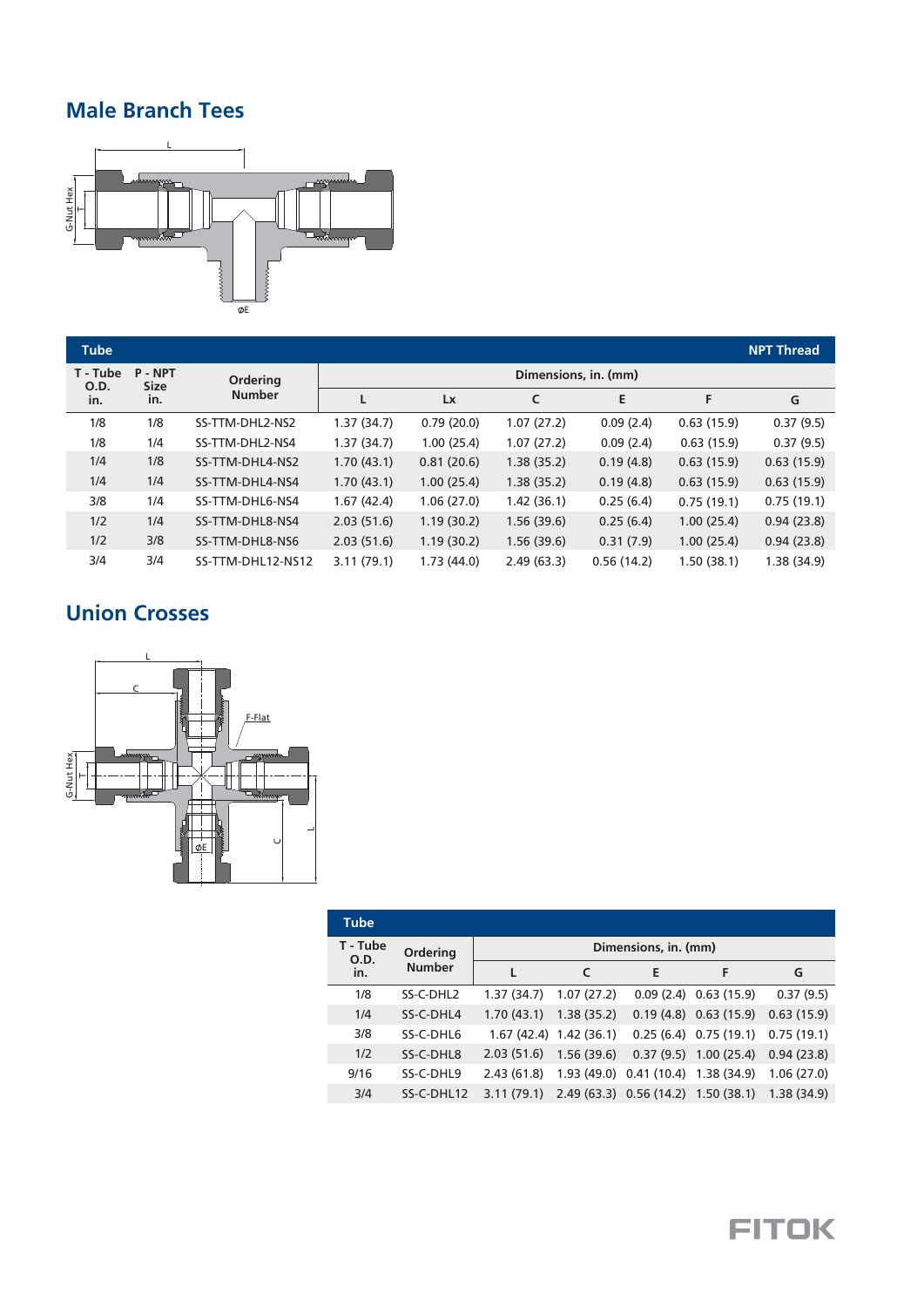## Male Branch Tees

L

G-Nut Hex

T

ØE

| Tube | | | | | | | | NPT Thread |
|---|---|---|---|---|---|---|---|---|
| T - Tube O.D. in. | P - NPT Size in. | Ordering Number | Dimensions, in. (mm) | | | | | |
| | | | L | Lx | C | E | F | G |
| 1/8 | 1/8 | SS-TTM-DHL2-NS2 | 1.37 (34.7) | 0.79 (20.0) | 1.07 (27.2) | 0.09 (2.4) | 0.63 (15.9) | 0.37 (9.5) |
| 1/8 | 1/4 | SS-TTM-DHL2-NS4 | 1.37 (34.7) | 1.00 (25.4) | 1.07 (27.2) | 0.09 (2.4) | 0.63 (15.9) | 0.37 (9.5) |
| 1/4 | 1/8 | SS-TTM-DHL4-NS2 | 1.70 (43.1) | 0.81 (20.6) | 1.38 (35.2) | 0.19 (4.8) | 0.63 (15.9) | 0.63 (15.9) |
| 1/4 | 1/4 | SS-TTM-DHL4-NS4 | 1.70 (43.1) | 1.00 (25.4) | 1.38 (35.2) | 0.19 (4.8) | 0.63 (15.9) | 0.63 (15.9) |
| 3/8 | 1/4 | SS-TTM-DHL6-NS4 | 1.67 (42.4) | 1.06 (27.0) | 1.42 (36.1) | 0.25 (6.4) | 0.75 (19.1) | 0.75 (19.1) |
| 1/2 | 1/4 | SS-TTM-DHL8-NS4 | 2.03 (51.6) | 1.19 (30.2) | 1.56 (39.6) | 0.25 (6.4) | 1.00 (25.4) | 0.94 (23.8) |
| 1/2 | 3/8 | SS-TTM-DHL8-NS6 | 2.03 (51.6) | 1.19 (30.2) | 1.56 (39.6) | 0.31 (7.9) | 1.00 (25.4) | 0.94 (23.8) |
| 3/4 | 3/4 | SS-TTM-DHL12-NS12 | 3.11 (79.1) | 1.73 (44.0) | 2.49 (63.3) | 0.56 (14.2) | 1.50 (38.1) | 1.38 (34.9) |

## Union Crosses

L

C

F-Flat

G-Nut Hex

T

ØE

C

L

| Tube | | | | | | |
|---|---|---|---|---|---|---|
| T - Tube O.D. in. | Ordering Number | Dimensions, in. (mm) | | | | |
| | | L | C | E | F | G |
| 1/8 | SS-C-DHL2 | 1.37 (34.7) | 1.07 (27.2) | 0.09 (2.4) | 0.63 (15.9) | 0.37 (9.5) |
| 1/4 | SS-C-DHL4 | 1.70 (43.1) | 1.38 (35.2) | 0.19 (4.8) | 0.63 (15.9) | 0.63 (15.9) |
| 3/8 | SS-C-DHL6 | 1.67 (42.4) | 1.42 (36.1) | 0.25 (6.4) | 0.75 (19.1) | 0.75 (19.1) |
| 1/2 | SS-C-DHL8 | 2.03 (51.6) | 1.56 (39.6) | 0.37 (9.5) | 1.00 (25.4) | 0.94 (23.8) |
| 9/16 | SS-C-DHL9 | 2.43 (61.8) | 1.93 (49.0) | 0.41 (10.4) | 1.38 (34.9) | 1.06 (27.0) |
| 3/4 | SS-C-DHL12 | 3.11 (79.1) | 2.49 (63.3) | 0.56 (14.2) | 1.50 (38.1) | 1.38 (34.9) |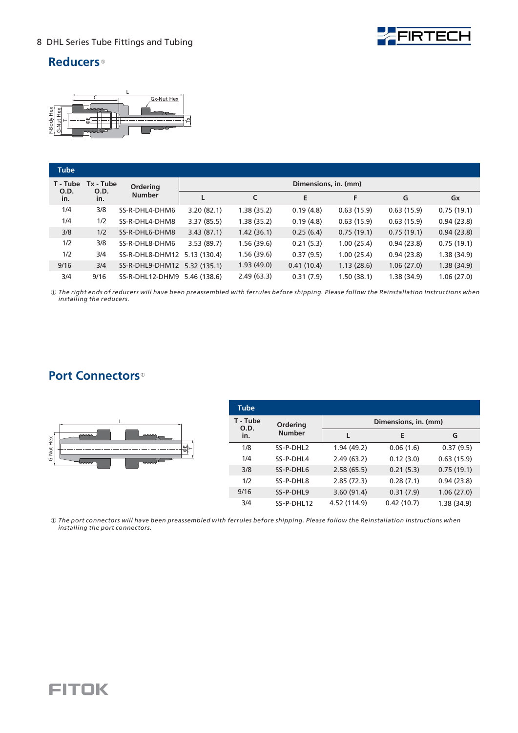## Reducers ①

| Tube | | | | | | | | |
|---|---|---|---|---|---|---|---|---|
| T - Tube O.D. in. | Tx - Tube O.D. in. | Ordering Number | Dimensions, in. (mm) | | | | | |
| | | | L | C | E | F | G | Gx |
| 1/4 | 3/8 | SS-R-DHL4-DHM6 | 3.20 (82.1) | 1.38 (35.2) | 0.19 (4.8) | 0.63 (15.9) | 0.63 (15.9) | 0.75 (19.1) |
| 1/4 | 1/2 | SS-R-DHL4-DHM8 | 3.37 (85.5) | 1.38 (35.2) | 0.19 (4.8) | 0.63 (15.9) | 0.63 (15.9) | 0.94 (23.8) |
| 3/8 | 1/2 | SS-R-DHL6-DHM8 | 3.43 (87.1) | 1.42 (36.1) | 0.25 (6.4) | 0.75 (19.1) | 0.75 (19.1) | 0.94 (23.8) |
| 1/2 | 3/8 | SS-R-DHL8-DHM6 | 3.53 (89.7) | 1.56 (39.6) | 0.21 (5.3) | 1.00 (25.4) | 0.94 (23.8) | 0.75 (19.1) |
| 1/2 | 3/4 | SS-R-DHL8-DHM12 | 5.13 (130.4) | 1.56 (39.6) | 0.37 (9.5) | 1.00 (25.4) | 0.94 (23.8) | 1.38 (34.9) |
| 9/16 | 3/4 | SS-R-DHL9-DHM12 | 5.32 (135.1) | 1.93 (49.0) | 0.41 (10.4) | 1.13 (28.6) | 1.06 (27.0) | 1.38 (34.9) |
| 3/4 | 9/16 | SS-R-DHL12-DHM9 | 5.46 (138.6) | 2.49 (63.3) | 0.31 (7.9) | 1.50 (38.1) | 1.38 (34.9) | 1.06 (27.0) |

① *The right ends of reducers will have been preassembled with ferrules before shipping. Please follow the Reinstallation Instructions when installing the reducers.*

## Port Connectors ①

| Tube | | | | |
|---|---|---|---|---|
| T - Tube O.D. in. | Ordering Number | Dimensions, in. (mm) | | |
| | | L | E | G |
| 1/8 | SS-P-DHL2 | 1.94 (49.2) | 0.06 (1.6) | 0.37 (9.5) |
| 1/4 | SS-P-DHL4 | 2.49 (63.2) | 0.12 (3.0) | 0.63 (15.9) |
| 3/8 | SS-P-DHL6 | 2.58 (65.5) | 0.21 (5.3) | 0.75 (19.1) |
| 1/2 | SS-P-DHL8 | 2.85 (72.3) | 0.28 (7.1) | 0.94 (23.8) |
| 9/16 | SS-P-DHL9 | 3.60 (91.4) | 0.31 (7.9) | 1.06 (27.0) |
| 3/4 | SS-P-DHL12 | 4.52 (114.9) | 0.42 (10.7) | 1.38 (34.9) |

① *The port connectors will have been preassembled with ferrules before shipping. Please follow the Reinstallation Instructions when installing the port connectors.*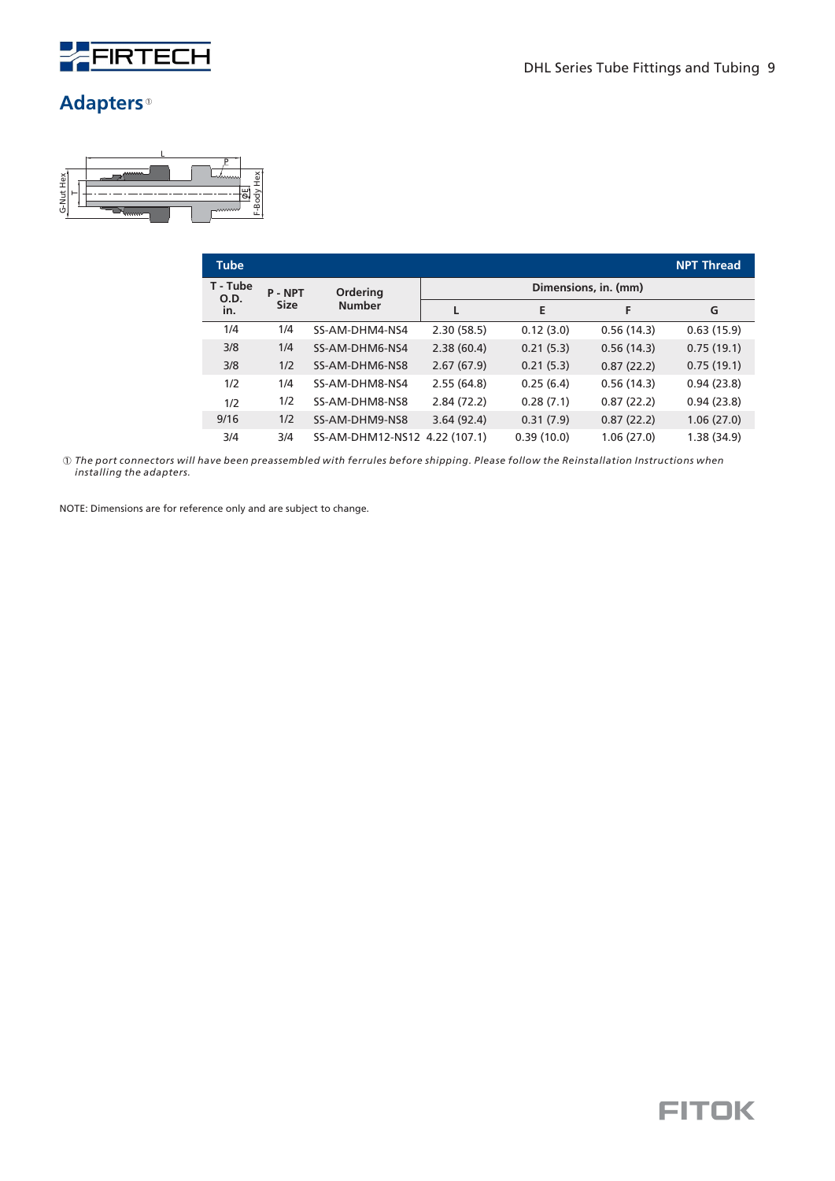## Adapters ①

L

P

G-Nut Hex

T

ØE

F-Body Hex

| Tube | | | | | | NPT Thread |
|---|---|---|---|---|---|---|
| T - Tube O.D. in. | P - NPT Size | Ordering Number | Dimensions, in. (mm) | | | |
| | | | L | E | F | G |
| 1/4 | 1/4 | SS-AM-DHM4-NS4 | 2.30 (58.5) | 0.12 (3.0) | 0.56 (14.3) | 0.63 (15.9) |
| 3/8 | 1/4 | SS-AM-DHM6-NS4 | 2.38 (60.4) | 0.21 (5.3) | 0.56 (14.3) | 0.75 (19.1) |
| 3/8 | 1/2 | SS-AM-DHM6-NS8 | 2.67 (67.9) | 0.21 (5.3) | 0.87 (22.2) | 0.75 (19.1) |
| 1/2 | 1/4 | SS-AM-DHM8-NS4 | 2.55 (64.8) | 0.25 (6.4) | 0.56 (14.3) | 0.94 (23.8) |
| 1/2 | 1/2 | SS-AM-DHM8-NS8 | 2.84 (72.2) | 0.28 (7.1) | 0.87 (22.2) | 0.94 (23.8) |
| 9/16 | 1/2 | SS-AM-DHM9-NS8 | 3.64 (92.4) | 0.31 (7.9) | 0.87 (22.2) | 1.06 (27.0) |
| 3/4 | 3/4 | SS-AM-DHM12-NS12 | 4.22 (107.1) | 0.39 (10.0) | 1.06 (27.0) | 1.38 (34.9) |

① *The port connectors will have been preassembled with ferrules before shipping. Please follow the Reinstallation Instructions when installing the adapters.*

NOTE: Dimensions are for reference only and are subject to change.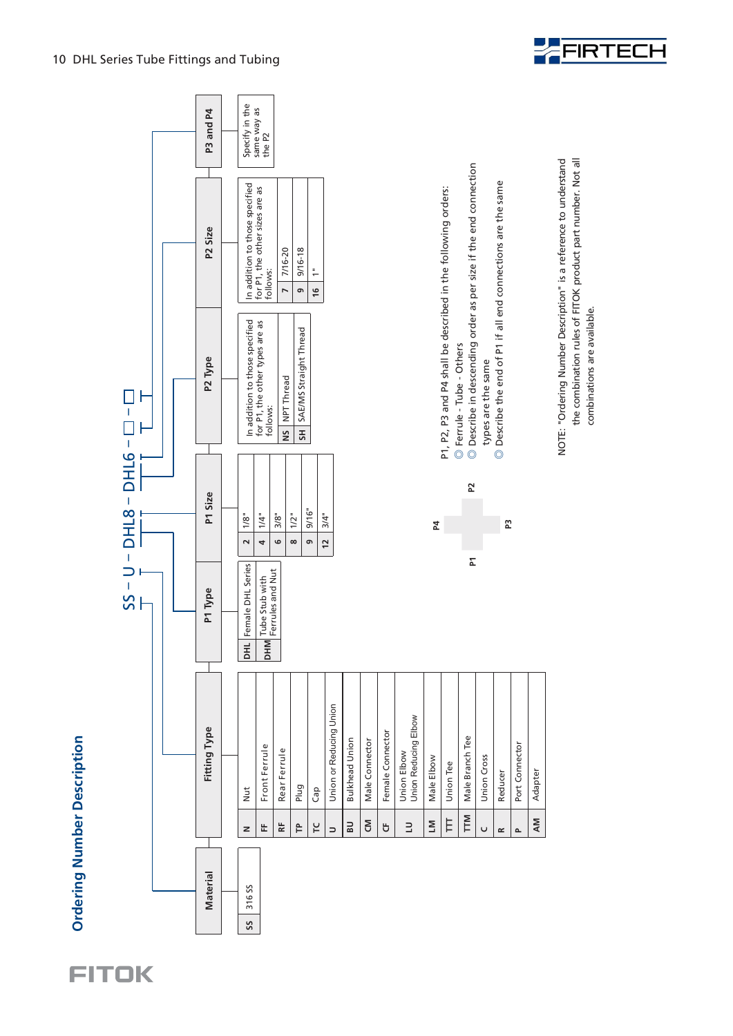## Ordering Number Description

SS – U – DHL8 – DHL6 – □ – □

**Material**

| | |
|---|---|
| SS | 316 SS |

**Fitting Type**

| | |
|---|---|
| N | Nut |
| FF | Front Ferrule |
| RF | Rear Ferrule |
| TP | Plug |
| TC | Cap |
| U | Union or Reducing Union |
| BU | Bulkhead Union |
| CM | Male Connector |
| CF | Female Connector |
| LU | Union Elbow<br>Union Reducing Elbow |
| LM | Male Elbow |
| TTT | Union Tee |
| TTM | Male Branch Tee |
| C | Union Cross |
| R | Reducer |
| P | Port Connector |
| AM | Adapter |

**P1 Type**

| | |
|---|---|
| DHL | Female DHL Series |
| DHM | Tube Stub with Ferrules and Nut |

**P1 Size**

| | |
|---|---|
| 2 | 1/8" |
| 4 | 1/4" |
| 6 | 3/8" |
| 8 | 1/2" |
| 9 | 9/16" |
| 12 | 3/4" |

**P2 Type**

In addition to those specified for P1, the other types are as follows:

| | |
|---|---|
| NS | NPT Thread |
| SH | SAE/MS Straight Thread |

**P2 Size**

In addition to those specified for P1, the other sizes are as follows:

| | |
|---|---|
| 7 | 7/16-20 |
| 9 | 9/16-18 |
| 16 | 1" |

**P3 and P4**

Specify in the same way as the P2

P1, P2, P3 and P4 shall be described in the following orders:

- ◎ Ferrule - Tube - Others
- ◎ Describe in descending order as per size if the end connection types are the same
- ◎ Describe the end of P1 if all end connections are the same

P4

P1

P2

P3

NOTE: "Ordering Number Description" is a reference to understand the combination rules of FITOK product part number. Not all combinations are available.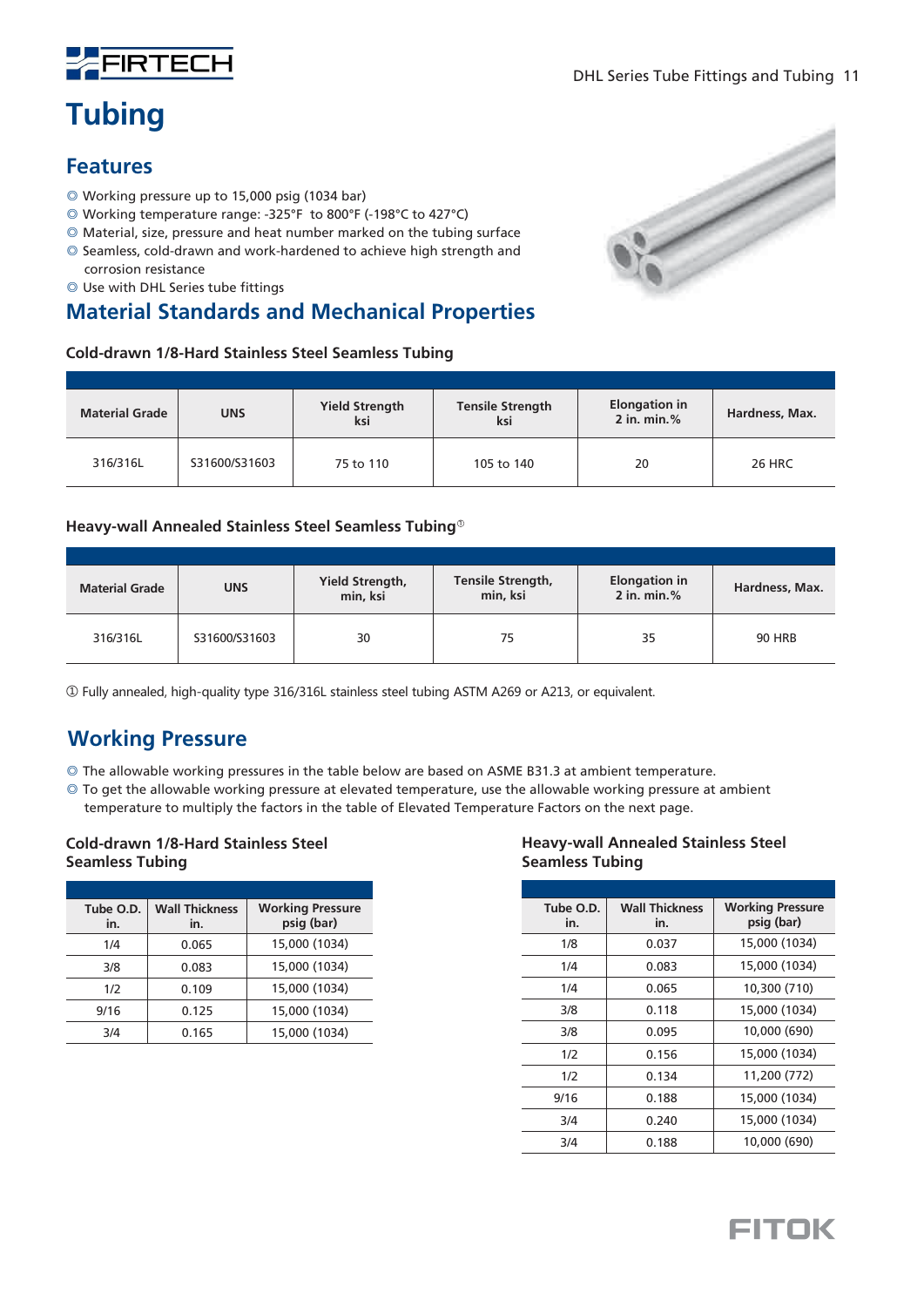# Tubing

## Features

- ◎ Working pressure up to 15,000 psig (1034 bar)
- ◎ Working temperature range: -325°F to 800°F (-198°C to 427°C)
- ◎ Material, size, pressure and heat number marked on the tubing surface
- ◎ Seamless, cold-drawn and work-hardened to achieve high strength and corrosion resistance
- ◎ Use with DHL Series tube fittings

## Material Standards and Mechanical Properties

### Cold-drawn 1/8-Hard Stainless Steel Seamless Tubing

| Material Grade | UNS | Yield Strength ksi | Tensile Strength ksi | Elongation in 2 in. min.% | Hardness, Max. |
|---|---|---|---|---|---|
| 316/316L | S31600/S31603 | 75 to 110 | 105 to 140 | 20 | 26 HRC |

### Heavy-wall Annealed Stainless Steel Seamless Tubing①

| Material Grade | UNS | Yield Strength, min, ksi | Tensile Strength, min, ksi | Elongation in 2 in. min.% | Hardness, Max. |
|---|---|---|---|---|---|
| 316/316L | S31600/S31603 | 30 | 75 | 35 | 90 HRB |

① Fully annealed, high-quality type 316/316L stainless steel tubing ASTM A269 or A213, or equivalent.

## Working Pressure

- ◎ The allowable working pressures in the table below are based on ASME B31.3 at ambient temperature.
- ◎ To get the allowable working pressure at elevated temperature, use the allowable working pressure at ambient temperature to multiply the factors in the table of Elevated Temperature Factors on the next page.

### Cold-drawn 1/8-Hard Stainless Steel Seamless Tubing

| Tube O.D. in. | Wall Thickness in. | Working Pressure psig (bar) |
|---|---|---|
| 1/4 | 0.065 | 15,000 (1034) |
| 3/8 | 0.083 | 15,000 (1034) |
| 1/2 | 0.109 | 15,000 (1034) |
| 9/16 | 0.125 | 15,000 (1034) |
| 3/4 | 0.165 | 15,000 (1034) |

### Heavy-wall Annealed Stainless Steel Seamless Tubing

| Tube O.D. in. | Wall Thickness in. | Working Pressure psig (bar) |
|---|---|---|
| 1/8 | 0.037 | 15,000 (1034) |
| 1/4 | 0.083 | 15,000 (1034) |
| 1/4 | 0.065 | 10,300 (710) |
| 3/8 | 0.118 | 15,000 (1034) |
| 3/8 | 0.095 | 10,000 (690) |
| 1/2 | 0.156 | 15,000 (1034) |
| 1/2 | 0.134 | 11,200 (772) |
| 9/16 | 0.188 | 15,000 (1034) |
| 3/4 | 0.240 | 15,000 (1034) |
| 3/4 | 0.188 | 10,000 (690) |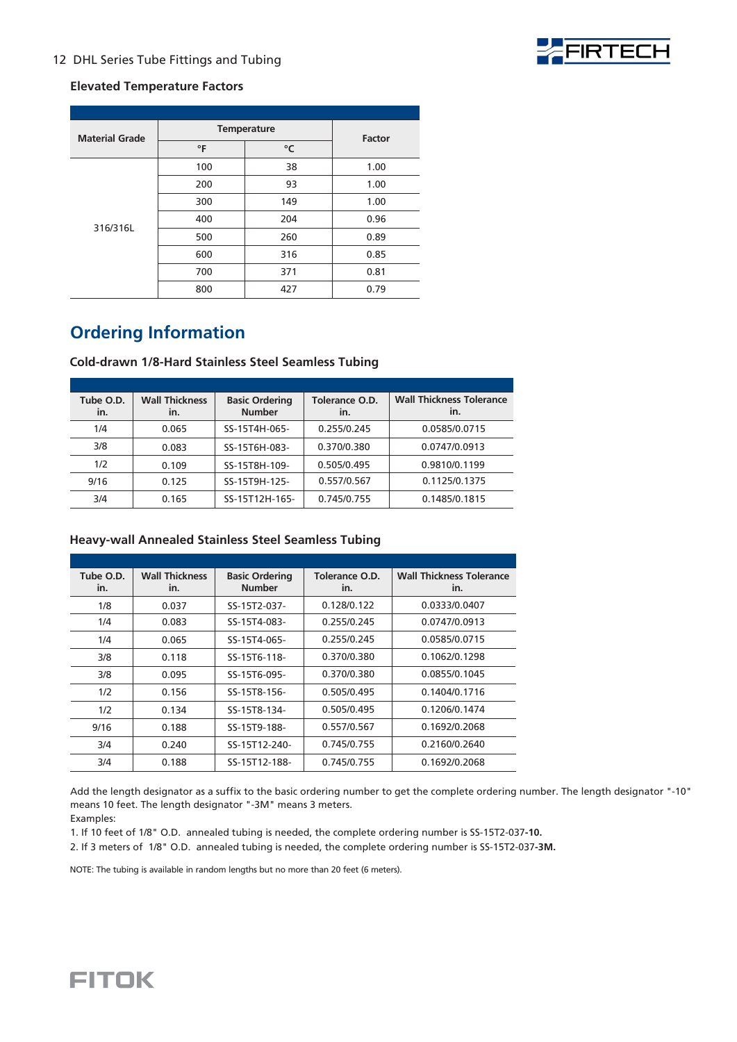### Elevated Temperature Factors

| Material Grade | Temperature | | Factor |
|---|---|---|---|
| | °F | °C | |
| 316/316L | 100 | 38 | 1.00 |
| | 200 | 93 | 1.00 |
| | 300 | 149 | 1.00 |
| | 400 | 204 | 0.96 |
| | 500 | 260 | 0.89 |
| | 600 | 316 | 0.85 |
| | 700 | 371 | 0.81 |
| | 800 | 427 | 0.79 |

## Ordering Information

### Cold-drawn 1/8-Hard Stainless Steel Seamless Tubing

| Tube O.D. in. | Wall Thickness in. | Basic Ordering Number | Tolerance O.D. in. | Wall Thickness Tolerance in. |
|---|---|---|---|---|
| 1/4 | 0.065 | SS-15T4H-065- | 0.255/0.245 | 0.0585/0.0715 |
| 3/8 | 0.083 | SS-15T6H-083- | 0.370/0.380 | 0.0747/0.0913 |
| 1/2 | 0.109 | SS-15T8H-109- | 0.505/0.495 | 0.9810/0.1199 |
| 9/16 | 0.125 | SS-15T9H-125- | 0.557/0.567 | 0.1125/0.1375 |
| 3/4 | 0.165 | SS-15T12H-165- | 0.745/0.755 | 0.1485/0.1815 |

### Heavy-wall Annealed Stainless Steel Seamless Tubing

| Tube O.D. in. | Wall Thickness in. | Basic Ordering Number | Tolerance O.D. in. | Wall Thickness Tolerance in. |
|---|---|---|---|---|
| 1/8 | 0.037 | SS-15T2-037- | 0.128/0.122 | 0.0333/0.0407 |
| 1/4 | 0.083 | SS-15T4-083- | 0.255/0.245 | 0.0747/0.0913 |
| 1/4 | 0.065 | SS-15T4-065- | 0.255/0.245 | 0.0585/0.0715 |
| 3/8 | 0.118 | SS-15T6-118- | 0.370/0.380 | 0.1062/0.1298 |
| 3/8 | 0.095 | SS-15T6-095- | 0.370/0.380 | 0.0855/0.1045 |
| 1/2 | 0.156 | SS-15T8-156- | 0.505/0.495 | 0.1404/0.1716 |
| 1/2 | 0.134 | SS-15T8-134- | 0.505/0.495 | 0.1206/0.1474 |
| 9/16 | 0.188 | SS-15T9-188- | 0.557/0.567 | 0.1692/0.2068 |
| 3/4 | 0.240 | SS-15T12-240- | 0.745/0.755 | 0.2160/0.2640 |
| 3/4 | 0.188 | SS-15T12-188- | 0.745/0.755 | 0.1692/0.2068 |

Add the length designator as a suffix to the basic ordering number to get the complete ordering number. The length designator "-10" means 10 feet. The length designator "-3M" means 3 meters.

Examples:

1. If 10 feet of 1/8" O.D. annealed tubing is needed, the complete ordering number is SS-15T2-037**-10.**
2. If 3 meters of 1/8" O.D. annealed tubing is needed, the complete ordering number is SS-15T2-037**-3M.**

NOTE: The tubing is available in random lengths but no more than 20 feet (6 meters).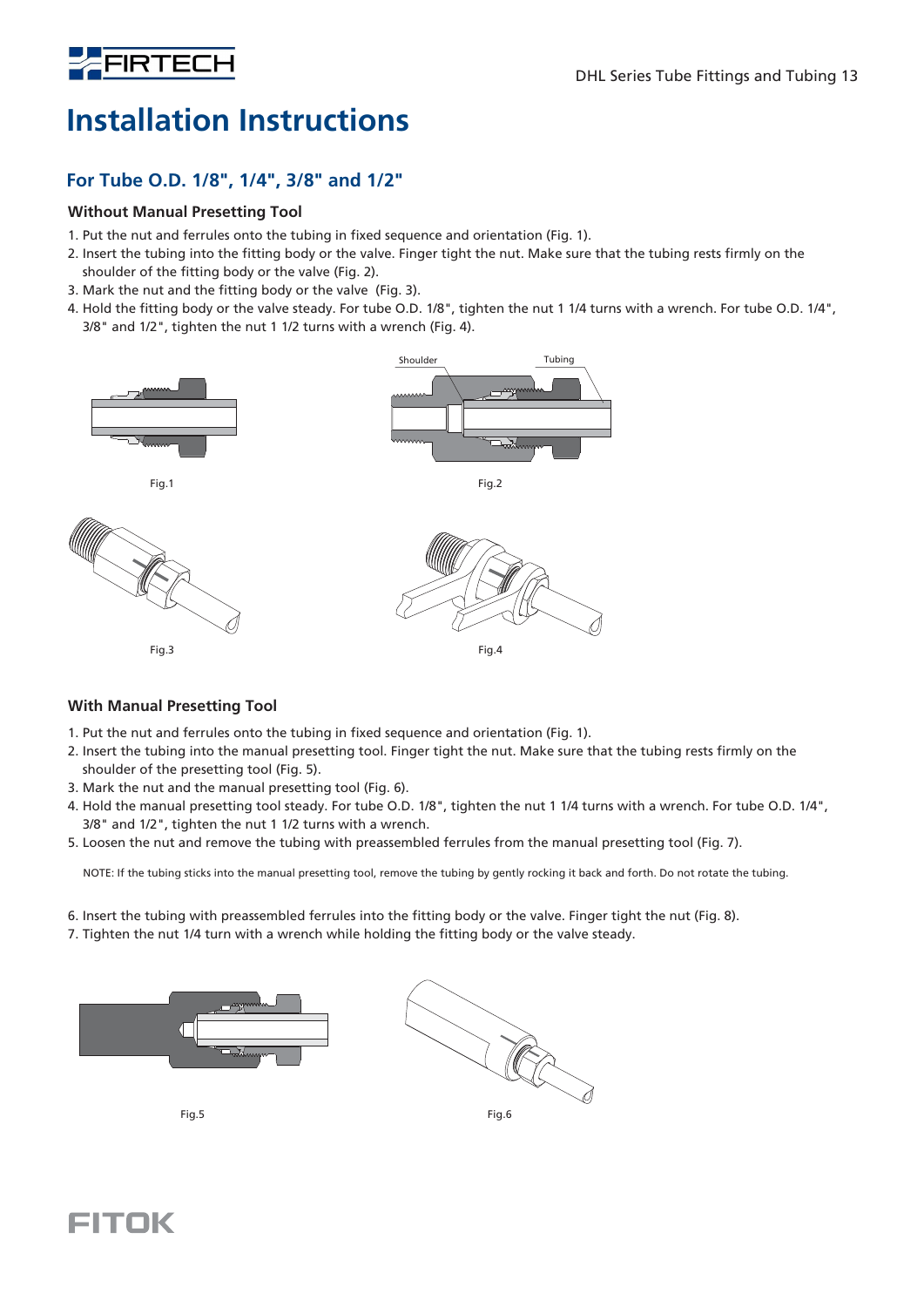# Installation Instructions

## For Tube O.D. 1/8", 1/4", 3/8" and 1/2"

### Without Manual Presetting Tool

1. Put the nut and ferrules onto the tubing in fixed sequence and orientation (Fig. 1).
2. Insert the tubing into the fitting body or the valve. Finger tight the nut. Make sure that the tubing rests firmly on the shoulder of the fitting body or the valve (Fig. 2).
3. Mark the nut and the fitting body or the valve (Fig. 3).
4. Hold the fitting body or the valve steady. For tube O.D. 1/8", tighten the nut 1 1/4 turns with a wrench. For tube O.D. 1/4", 3/8" and 1/2", tighten the nut 1 1/2 turns with a wrench (Fig. 4).

Fig.1

Shoulder
Tubing

Fig.2

Fig.3

Fig.4

### With Manual Presetting Tool

1. Put the nut and ferrules onto the tubing in fixed sequence and orientation (Fig. 1).
2. Insert the tubing into the manual presetting tool. Finger tight the nut. Make sure that the tubing rests firmly on the shoulder of the presetting tool (Fig. 5).
3. Mark the nut and the manual presetting tool (Fig. 6).
4. Hold the manual presetting tool steady. For tube O.D. 1/8", tighten the nut 1 1/4 turns with a wrench. For tube O.D. 1/4", 3/8" and 1/2", tighten the nut 1 1/2 turns with a wrench.
5. Loosen the nut and remove the tubing with preassembled ferrules from the manual presetting tool (Fig. 7).

NOTE: If the tubing sticks into the manual presetting tool, remove the tubing by gently rocking it back and forth. Do not rotate the tubing.

6. Insert the tubing with preassembled ferrules into the fitting body or the valve. Finger tight the nut (Fig. 8).
7. Tighten the nut 1/4 turn with a wrench while holding the fitting body or the valve steady.

Fig.5

Fig.6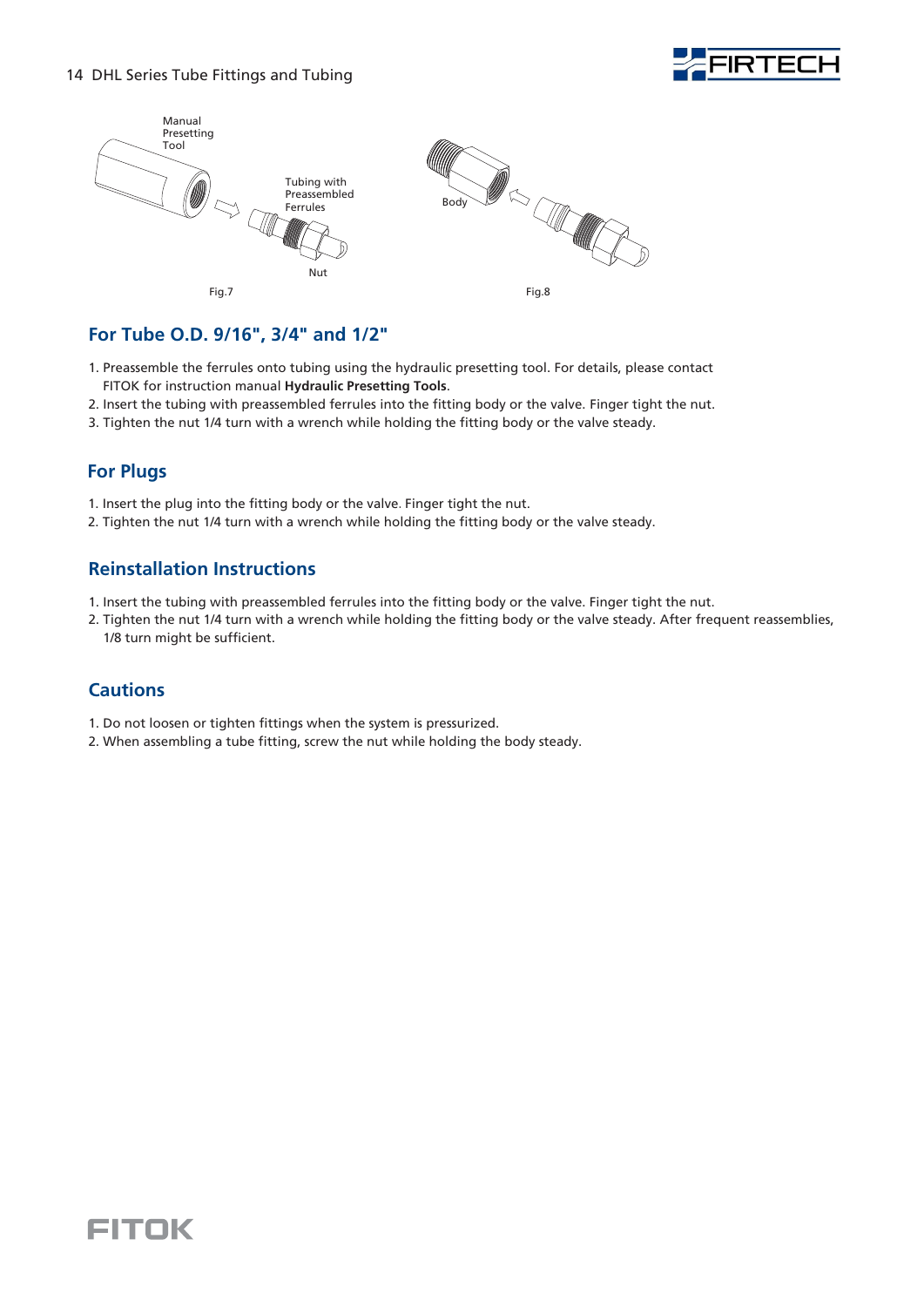Manual Presetting Tool

Tubing with Preassembled Ferrules

Nut

Fig.7

Body

Fig.8

## For Tube O.D. 9/16", 3/4" and 1/2"

1. Preassemble the ferrules onto tubing using the hydraulic presetting tool. For details, please contact FITOK for instruction manual **Hydraulic Presetting Tools**.
2. Insert the tubing with preassembled ferrules into the fitting body or the valve. Finger tight the nut.
3. Tighten the nut 1/4 turn with a wrench while holding the fitting body or the valve steady.

## For Plugs

1. Insert the plug into the fitting body or the valve. Finger tight the nut.
2. Tighten the nut 1/4 turn with a wrench while holding the fitting body or the valve steady.

## Reinstallation Instructions

1. Insert the tubing with preassembled ferrules into the fitting body or the valve. Finger tight the nut.
2. Tighten the nut 1/4 turn with a wrench while holding the fitting body or the valve steady. After frequent reassemblies, 1/8 turn might be sufficient.

## Cautions

1. Do not loosen or tighten fittings when the system is pressurized.
2. When assembling a tube fitting, screw the nut while holding the body steady.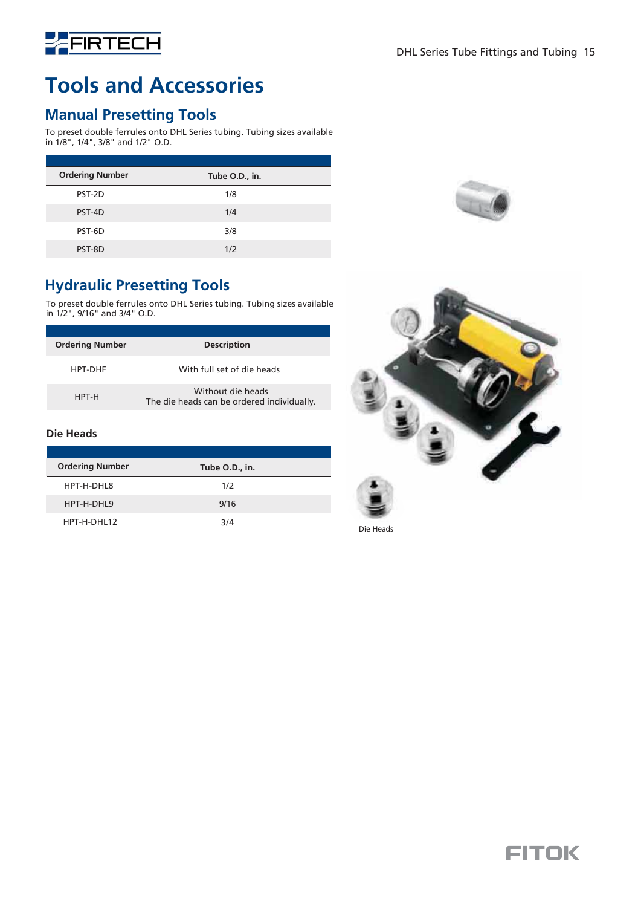# Tools and Accessories

## Manual Presetting Tools

To preset double ferrules onto DHL Series tubing. Tubing sizes available in 1/8", 1/4", 3/8" and 1/2" O.D.

| Ordering Number | Tube O.D., in. |
|---|---|
| PST-2D | 1/8 |
| PST-4D | 1/4 |
| PST-6D | 3/8 |
| PST-8D | 1/2 |

## Hydraulic Presetting Tools

To preset double ferrules onto DHL Series tubing. Tubing sizes available in 1/2", 9/16" and 3/4" O.D.

| Ordering Number | Description |
|---|---|
| HPT-DHF | With full set of die heads |
| HPT-H | Without die heads<br>The die heads can be ordered individually. |

### Die Heads

| Ordering Number | Tube O.D., in. |
|---|---|
| HPT-H-DHL8 | 1/2 |
| HPT-H-DHL9 | 9/16 |
| HPT-H-DHL12 | 3/4 |

Die Heads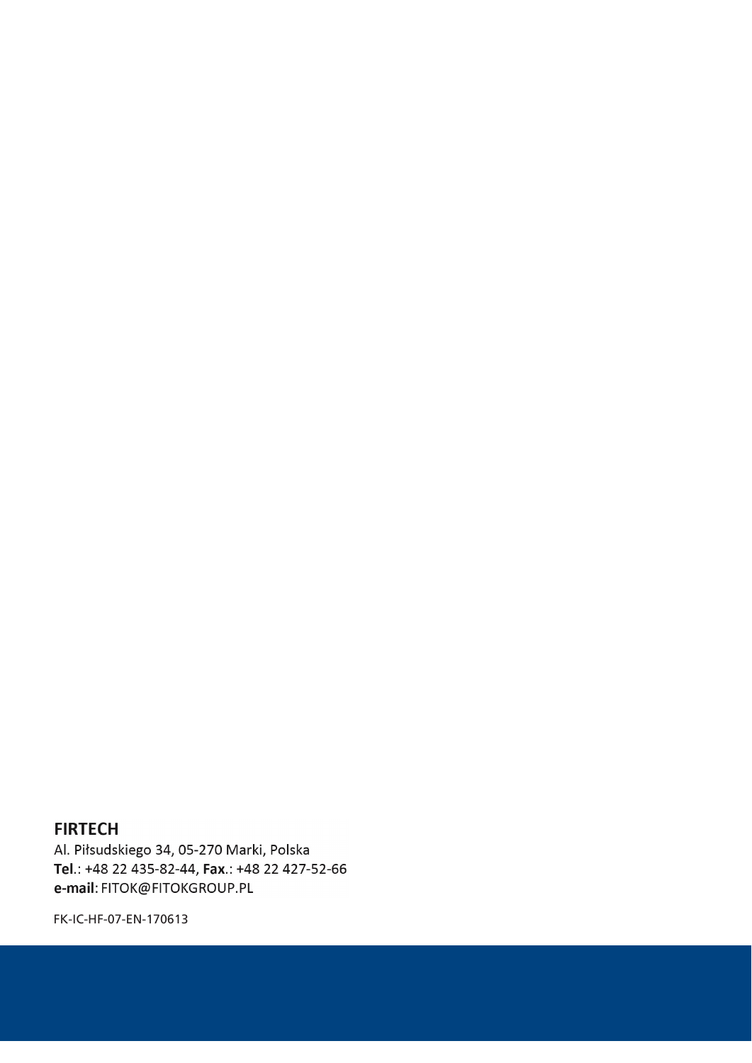**FIRTECH**
Al. Piłsudskiego 34, 05-270 Marki, Polska
**Tel**.: +48 22 435-82-44, **Fax**.: +48 22 427-52-66
**e-mail**: FITOK@FITOKGROUP.PL

FK-IC-HF-07-EN-170613